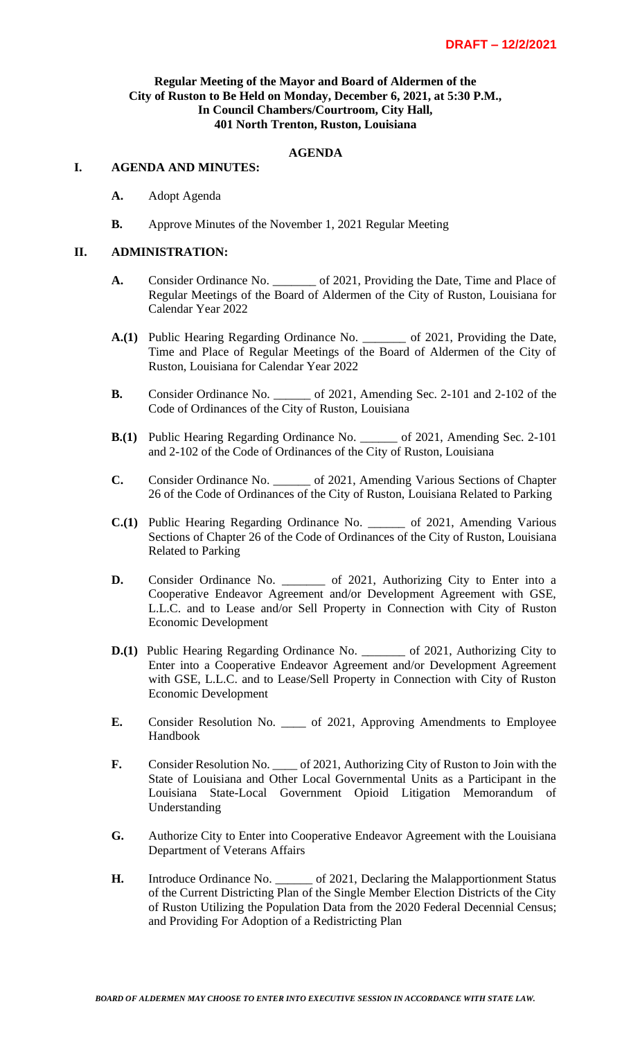**DRAFT – 12/2/2021**

**Regular Meeting of the Mayor and Board of Aldermen of the City of Ruston to Be Held on Monday, December 6, 2021, at 5:30 P.M., In Council Chambers/Courtroom, City Hall, 401 North Trenton, Ruston, Louisiana**

## AGENDA

### I. AGENDA AND MINUTES:

**A.** Adopt Agenda

**B.** Approve Minutes of the November 1, 2021 Regular Meeting

### II. ADMINISTRATION:

**A.** Consider Ordinance No. _______ of 2021, Providing the Date, Time and Place of Regular Meetings of the Board of Aldermen of the City of Ruston, Louisiana for Calendar Year 2022

**A.(1)** Public Hearing Regarding Ordinance No. _______ of 2021, Providing the Date, Time and Place of Regular Meetings of the Board of Aldermen of the City of Ruston, Louisiana for Calendar Year 2022

**B.** Consider Ordinance No. ______ of 2021, Amending Sec. 2-101 and 2-102 of the Code of Ordinances of the City of Ruston, Louisiana

**B.(1)** Public Hearing Regarding Ordinance No. ______ of 2021, Amending Sec. 2-101 and 2-102 of the Code of Ordinances of the City of Ruston, Louisiana

**C.** Consider Ordinance No. ______ of 2021, Amending Various Sections of Chapter 26 of the Code of Ordinances of the City of Ruston, Louisiana Related to Parking

**C.(1)** Public Hearing Regarding Ordinance No. ______ of 2021, Amending Various Sections of Chapter 26 of the Code of Ordinances of the City of Ruston, Louisiana Related to Parking

**D.** Consider Ordinance No. _______ of 2021, Authorizing City to Enter into a Cooperative Endeavor Agreement and/or Development Agreement with GSE, L.L.C. and to Lease and/or Sell Property in Connection with City of Ruston Economic Development

**D.(1)** Public Hearing Regarding Ordinance No. _______ of 2021, Authorizing City to Enter into a Cooperative Endeavor Agreement and/or Development Agreement with GSE, L.L.C. and to Lease/Sell Property in Connection with City of Ruston Economic Development

**E.** Consider Resolution No. ____ of 2021, Approving Amendments to Employee Handbook

**F.** Consider Resolution No. ____ of 2021, Authorizing City of Ruston to Join with the State of Louisiana and Other Local Governmental Units as a Participant in the Louisiana State-Local Government Opioid Litigation Memorandum of Understanding

**G.** Authorize City to Enter into Cooperative Endeavor Agreement with the Louisiana Department of Veterans Affairs

**H.** Introduce Ordinance No. ______ of 2021, Declaring the Malapportionment Status of the Current Districting Plan of the Single Member Election Districts of the City of Ruston Utilizing the Population Data from the 2020 Federal Decennial Census; and Providing For Adoption of a Redistricting Plan

***BOARD OF ALDERMEN MAY CHOOSE TO ENTER INTO EXECUTIVE SESSION IN ACCORDANCE WITH STATE LAW.***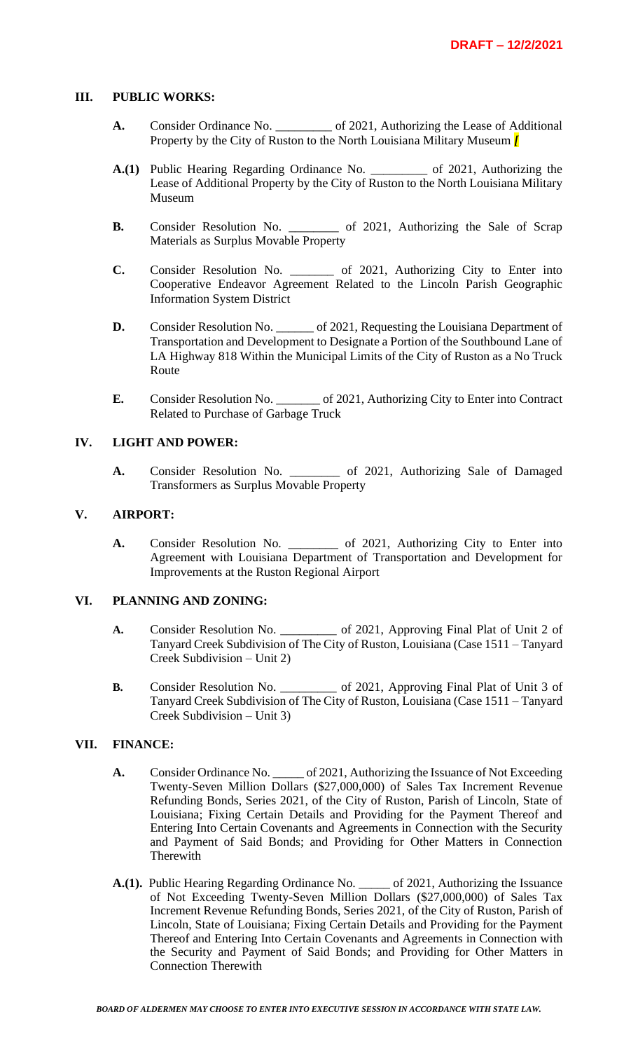DRAFT – 12/2/2021

## III. PUBLIC WORKS:

**A.** Consider Ordinance No. _________ of 2021, Authorizing the Lease of Additional Property by the City of Ruston to the North Louisiana Military Museum *[*

**A.(1)** Public Hearing Regarding Ordinance No. _________ of 2021, Authorizing the Lease of Additional Property by the City of Ruston to the North Louisiana Military Museum

**B.** Consider Resolution No. ________ of 2021, Authorizing the Sale of Scrap Materials as Surplus Movable Property

**C.** Consider Resolution No. _______ of 2021, Authorizing City to Enter into Cooperative Endeavor Agreement Related to the Lincoln Parish Geographic Information System District

**D.** Consider Resolution No. ______ of 2021, Requesting the Louisiana Department of Transportation and Development to Designate a Portion of the Southbound Lane of LA Highway 818 Within the Municipal Limits of the City of Ruston as a No Truck Route

**E.** Consider Resolution No. _______ of 2021, Authorizing City to Enter into Contract Related to Purchase of Garbage Truck

## IV. LIGHT AND POWER:

**A.** Consider Resolution No. ________ of 2021, Authorizing Sale of Damaged Transformers as Surplus Movable Property

## V. AIRPORT:

**A.** Consider Resolution No. ________ of 2021, Authorizing City to Enter into Agreement with Louisiana Department of Transportation and Development for Improvements at the Ruston Regional Airport

## VI. PLANNING AND ZONING:

**A.** Consider Resolution No. _________ of 2021, Approving Final Plat of Unit 2 of Tanyard Creek Subdivision of The City of Ruston, Louisiana (Case 1511 – Tanyard Creek Subdivision – Unit 2)

**B.** Consider Resolution No. _________ of 2021, Approving Final Plat of Unit 3 of Tanyard Creek Subdivision of The City of Ruston, Louisiana (Case 1511 – Tanyard Creek Subdivision – Unit 3)

## VII. FINANCE:

**A.** Consider Ordinance No. _____ of 2021, Authorizing the Issuance of Not Exceeding Twenty-Seven Million Dollars ($27,000,000) of Sales Tax Increment Revenue Refunding Bonds, Series 2021, of the City of Ruston, Parish of Lincoln, State of Louisiana; Fixing Certain Details and Providing for the Payment Thereof and Entering Into Certain Covenants and Agreements in Connection with the Security and Payment of Said Bonds; and Providing for Other Matters in Connection Therewith

**A.(1).** Public Hearing Regarding Ordinance No. _____ of 2021, Authorizing the Issuance of Not Exceeding Twenty-Seven Million Dollars ($27,000,000) of Sales Tax Increment Revenue Refunding Bonds, Series 2021, of the City of Ruston, Parish of Lincoln, State of Louisiana; Fixing Certain Details and Providing for the Payment Thereof and Entering Into Certain Covenants and Agreements in Connection with the Security and Payment of Said Bonds; and Providing for Other Matters in Connection Therewith

***BOARD OF ALDERMEN MAY CHOOSE TO ENTER INTO EXECUTIVE SESSION IN ACCORDANCE WITH STATE LAW.***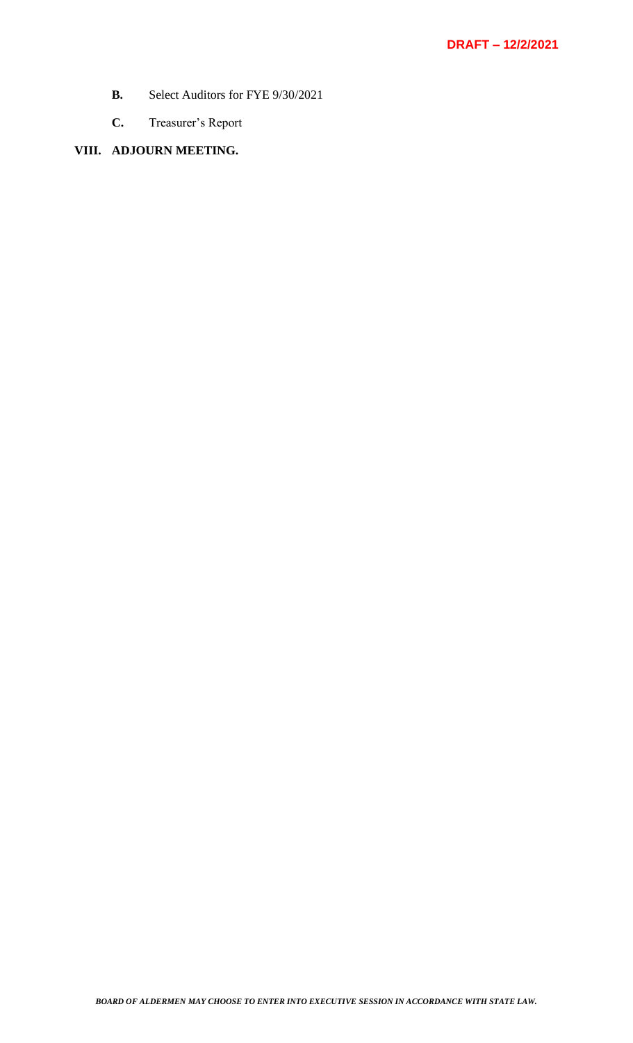**DRAFT – 12/2/2021**

**B.** Select Auditors for FYE 9/30/2021

**C.** Treasurer's Report

**VIII. ADJOURN MEETING.**

***BOARD OF ALDERMEN MAY CHOOSE TO ENTER INTO EXECUTIVE SESSION IN ACCORDANCE WITH STATE LAW.***